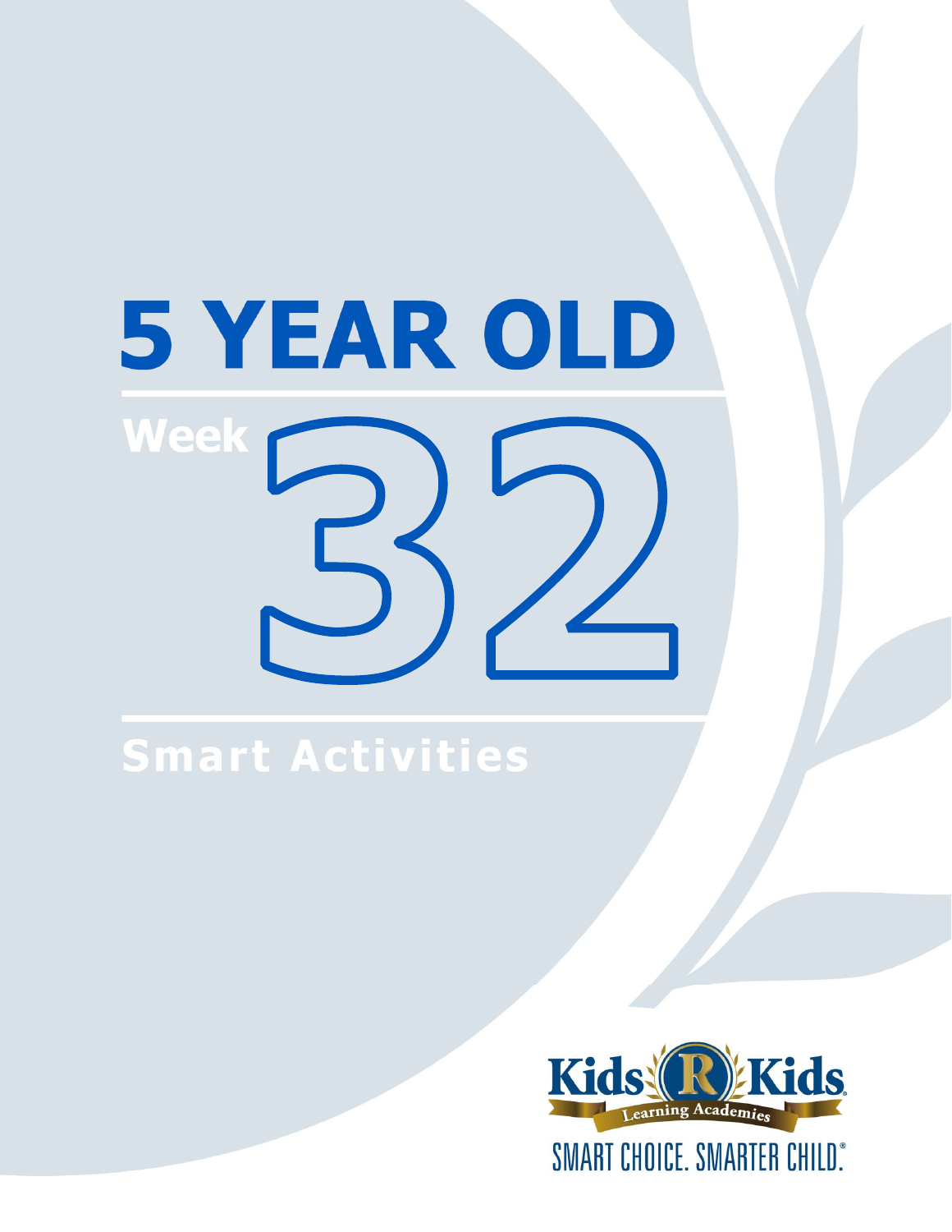# 5 YEAR OLD

## Week 32

## Smart Activities

Kids R Kids Learning Academies

SMART CHOICE. SMARTER CHILD.®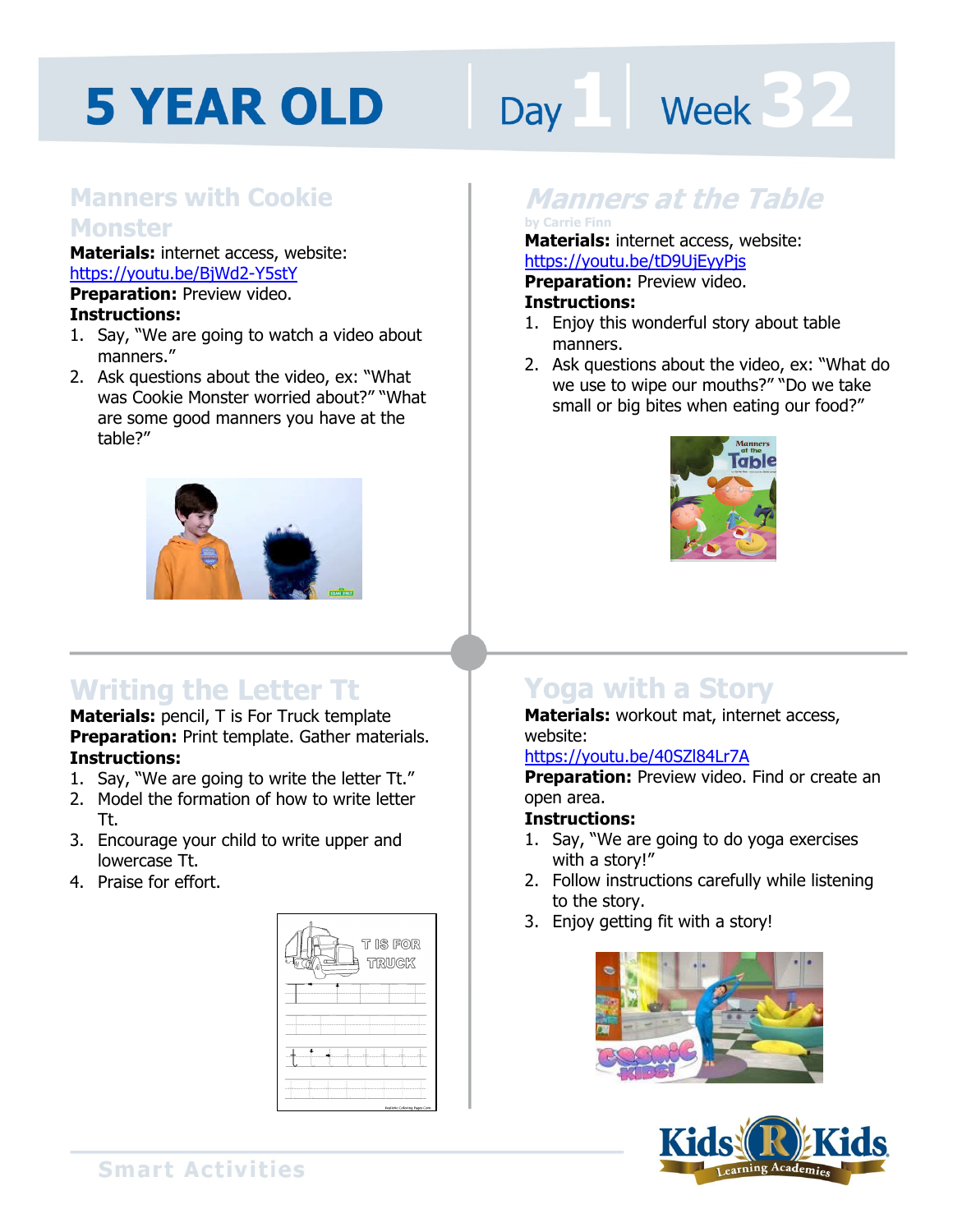# 5 YEAR OLD

Day 1 | Week 32

## Manners with Cookie Monster

**Materials:** internet access, website: https://youtu.be/BjWd2-Y5stY

**Preparation:** Preview video.

**Instructions:**

1. Say, "We are going to watch a video about manners."
2. Ask questions about the video, ex: "What was Cookie Monster worried about?" "What are some good manners you have at the table?"

## *Manners at the Table*

by Carrie Finn

**Materials:** internet access, website: https://youtu.be/tD9UjEyyPjs

**Preparation:** Preview video.

**Instructions:**

1. Enjoy this wonderful story about table manners.
2. Ask questions about the video, ex: "What do we use to wipe our mouths?" "Do we take small or big bites when eating our food?"

## Writing the Letter Tt

**Materials:** pencil, T is For Truck template

**Preparation:** Print template. Gather materials.

**Instructions:**

1. Say, "We are going to write the letter Tt."
2. Model the formation of how to write letter Tt.
3. Encourage your child to write upper and lowercase Tt.
4. Praise for effort.

## Yoga with a Story

**Materials:** workout mat, internet access, website: https://youtu.be/40SZl84Lr7A

**Preparation:** Preview video. Find or create an open area.

**Instructions:**

1. Say, "We are going to do yoga exercises with a story!"
2. Follow instructions carefully while listening to the story.
3. Enjoy getting fit with a story!

Smart Activities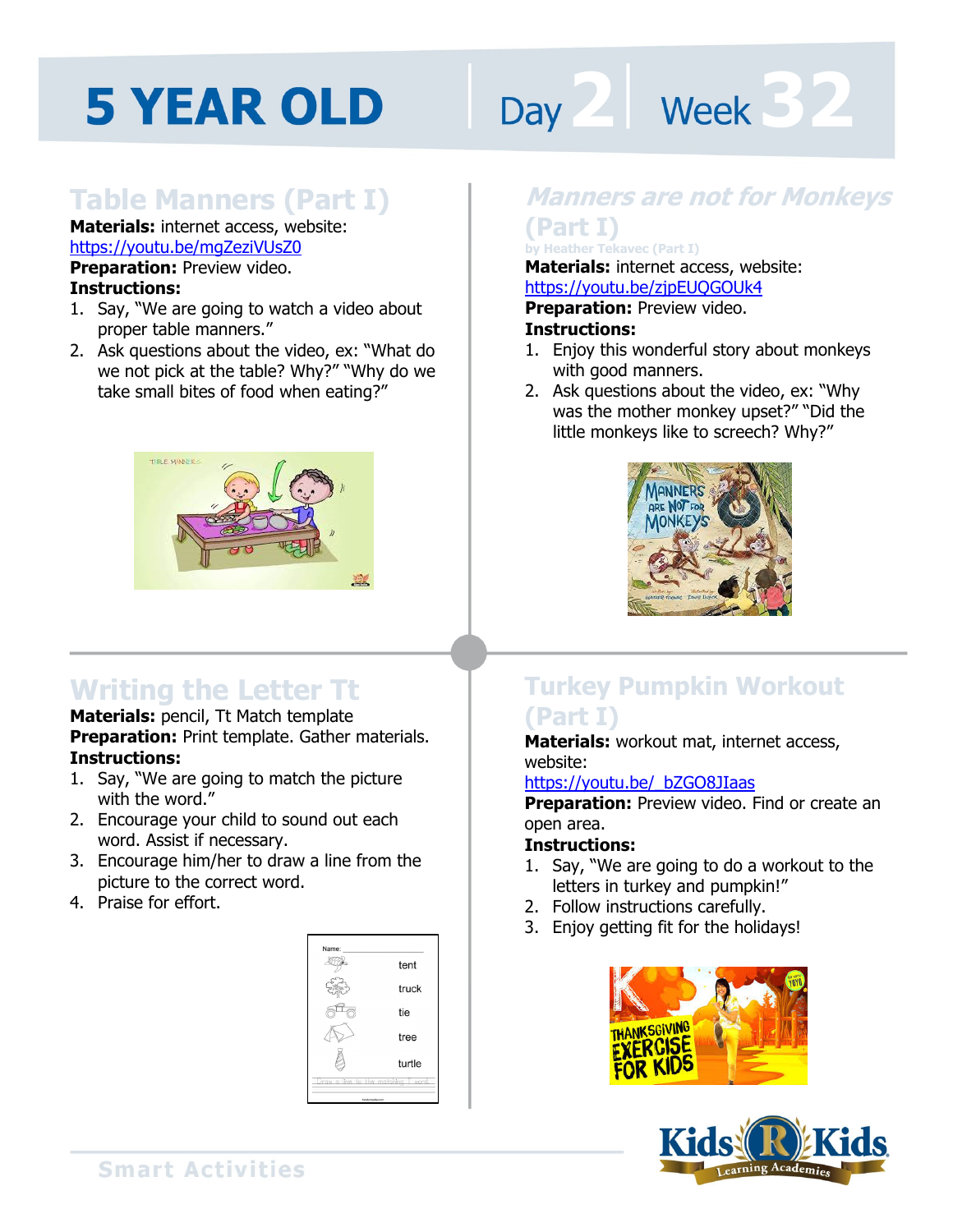# 5 YEAR OLD Day 2 Week 32

## Table Manners (Part I)

**Materials:** internet access, website: https://youtu.be/mgZeziVUsZ0

**Preparation:** Preview video.

**Instructions:**

1. Say, "We are going to watch a video about proper table manners."
2. Ask questions about the video, ex: "What do we not pick at the table? Why?" "Why do we take small bites of food when eating?"

## Manners are not for Monkeys (Part I)

by Heather Tekavec (Part I)

**Materials:** internet access, website: https://youtu.be/zjpEUQGOUk4

**Preparation:** Preview video.

**Instructions:**

1. Enjoy this wonderful story about monkeys with good manners.
2. Ask questions about the video, ex: "Why was the mother monkey upset?" "Did the little monkeys like to screech? Why?"

## Writing the Letter Tt

**Materials:** pencil, Tt Match template

**Preparation:** Print template. Gather materials.

**Instructions:**

1. Say, "We are going to match the picture with the word."
2. Encourage your child to sound out each word. Assist if necessary.
3. Encourage him/her to draw a line from the picture to the correct word.
4. Praise for effort.

## Turkey Pumpkin Workout (Part I)

**Materials:** workout mat, internet access, website: https://youtu.be/_bZGO8JIaas

**Preparation:** Preview video. Find or create an open area.

**Instructions:**

1. Say, "We are going to do a workout to the letters in turkey and pumpkin!"
2. Follow instructions carefully.
3. Enjoy getting fit for the holidays!

Smart Activities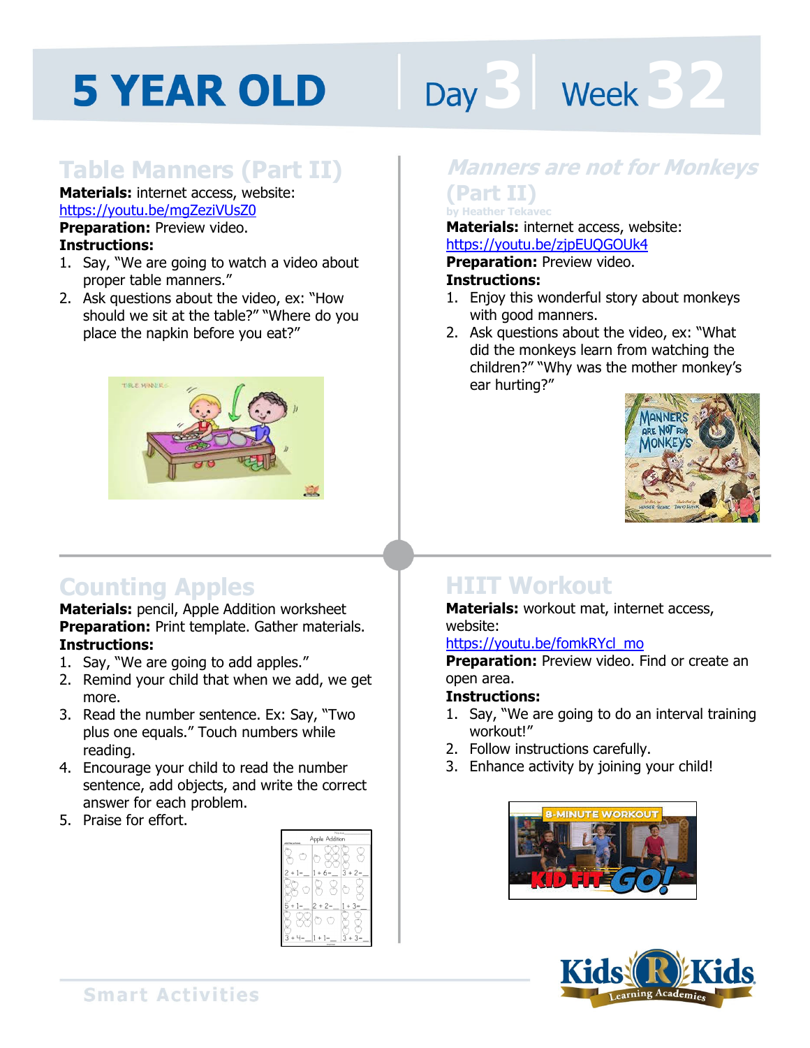# 5 YEAR OLD | Day 3 | Week 32

## Table Manners (Part II)

**Materials:** internet access, website: https://youtu.be/mgZeziVUsZ0

**Preparation:** Preview video.

**Instructions:**

1. Say, "We are going to watch a video about proper table manners."
2. Ask questions about the video, ex: "How should we sit at the table?" "Where do you place the napkin before you eat?"

## *Manners are not for Monkeys (Part II)*

by Heather Tekavec

**Materials:** internet access, website: https://youtu.be/zjpEUQGOUk4

**Preparation:** Preview video.

**Instructions:**

1. Enjoy this wonderful story about monkeys with good manners.
2. Ask questions about the video, ex: "What did the monkeys learn from watching the children?" "Why was the mother monkey's ear hurting?"

## Counting Apples

**Materials:** pencil, Apple Addition worksheet

**Preparation:** Print template. Gather materials.

**Instructions:**

1. Say, "We are going to add apples."
2. Remind your child that when we add, we get more.
3. Read the number sentence. Ex: Say, "Two plus one equals." Touch numbers while reading.
4. Encourage your child to read the number sentence, add objects, and write the correct answer for each problem.
5. Praise for effort.

## HIIT Workout

**Materials:** workout mat, internet access, website: https://youtu.be/fomkRYcl_mo

**Preparation:** Preview video. Find or create an open area.

**Instructions:**

1. Say, "We are going to do an interval training workout!"
2. Follow instructions carefully.
3. Enhance activity by joining your child!

Smart Activities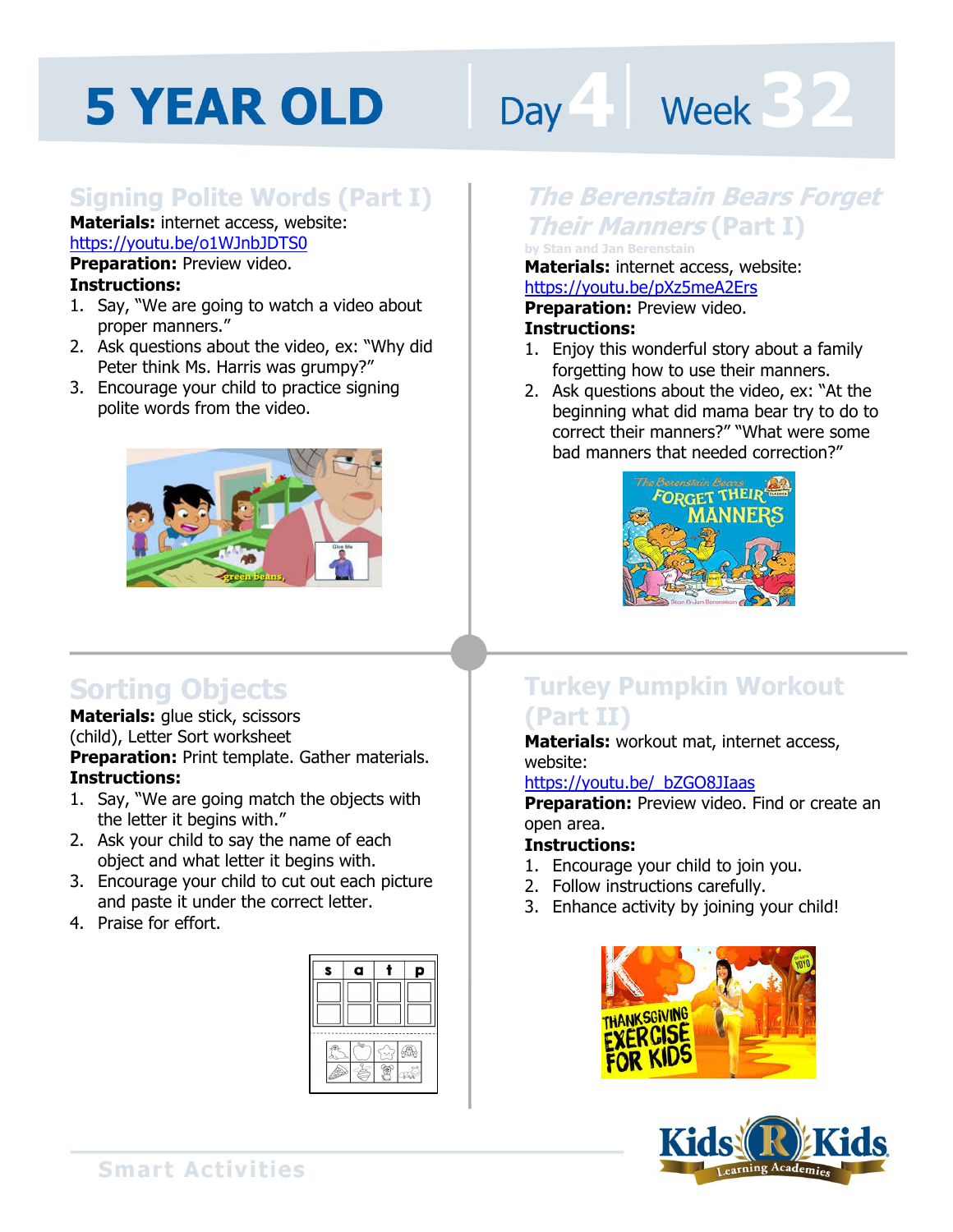# 5 YEAR OLD Day 4 Week 32

## Signing Polite Words (Part I)

**Materials:** internet access, website: https://youtu.be/o1WJnbJDTS0

**Preparation:** Preview video.

**Instructions:**

1. Say, "We are going to watch a video about proper manners."
2. Ask questions about the video, ex: "Why did Peter think Ms. Harris was grumpy?"
3. Encourage your child to practice signing polite words from the video.

## *The Berenstain Bears Forget Their Manners* (Part I)

by Stan and Jan Berenstain

**Materials:** internet access, website: https://youtu.be/pXz5meA2Ers

**Preparation:** Preview video.

**Instructions:**

1. Enjoy this wonderful story about a family forgetting how to use their manners.
2. Ask questions about the video, ex: "At the beginning what did mama bear try to do to correct their manners?" "What were some bad manners that needed correction?"

## Sorting Objects

**Materials:** glue stick, scissors (child), Letter Sort worksheet

**Preparation:** Print template. Gather materials.

**Instructions:**

1. Say, "We are going match the objects with the letter it begins with."
2. Ask your child to say the name of each object and what letter it begins with.
3. Encourage your child to cut out each picture and paste it under the correct letter.
4. Praise for effort.

## Turkey Pumpkin Workout (Part II)

**Materials:** workout mat, internet access, website: https://youtu.be/_bZGO8JIaas

**Preparation:** Preview video. Find or create an open area.

**Instructions:**

1. Encourage your child to join you.
2. Follow instructions carefully.
3. Enhance activity by joining your child!

Smart Activities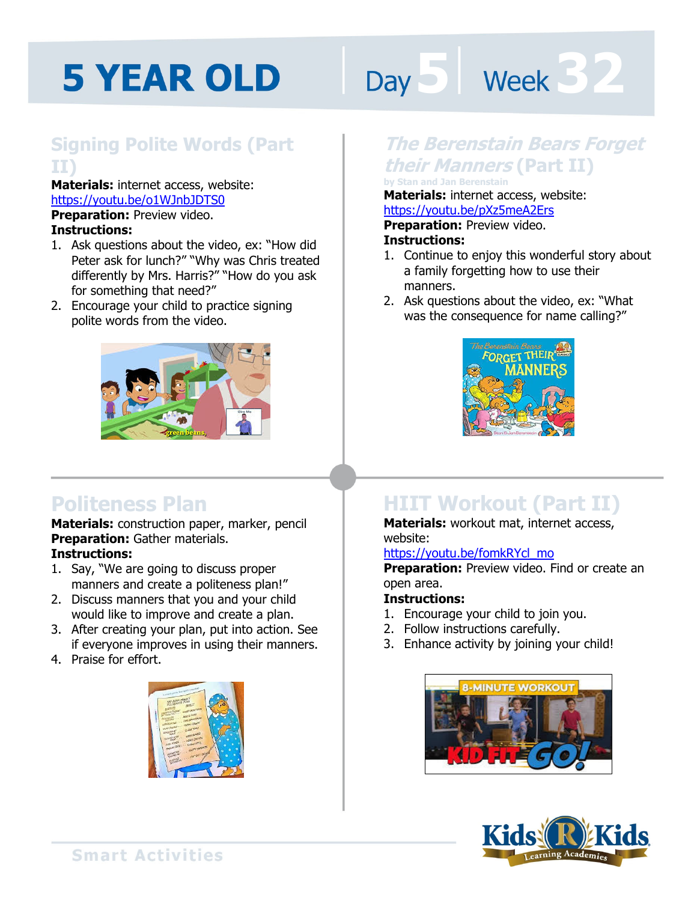# 5 YEAR OLD

Day 5 | Week 32

## Signing Polite Words (Part II)

**Materials:** internet access, website: https://youtu.be/o1WJnbJDTS0
**Preparation:** Preview video.
**Instructions:**

1. Ask questions about the video, ex: "How did Peter ask for lunch?" "Why was Chris treated differently by Mrs. Harris?" "How do you ask for something that need?"
2. Encourage your child to practice signing polite words from the video.

## *The Berenstain Bears Forget their Manners* (Part II)

by Stan and Jan Berenstain

**Materials:** internet access, website: https://youtu.be/pXz5meA2Ers
**Preparation:** Preview video.
**Instructions:**

1. Continue to enjoy this wonderful story about a family forgetting how to use their manners.
2. Ask questions about the video, ex: "What was the consequence for name calling?"

## Politeness Plan

**Materials:** construction paper, marker, pencil
**Preparation:** Gather materials.
**Instructions:**

1. Say, "We are going to discuss proper manners and create a politeness plan!"
2. Discuss manners that you and your child would like to improve and create a plan.
3. After creating your plan, put into action. See if everyone improves in using their manners.
4. Praise for effort.

## HIIT Workout (Part II)

**Materials:** workout mat, internet access, website: https://youtu.be/fomkRYcl_mo
**Preparation:** Preview video. Find or create an open area.
**Instructions:**

1. Encourage your child to join you.
2. Follow instructions carefully.
3. Enhance activity by joining your child!

Smart Activities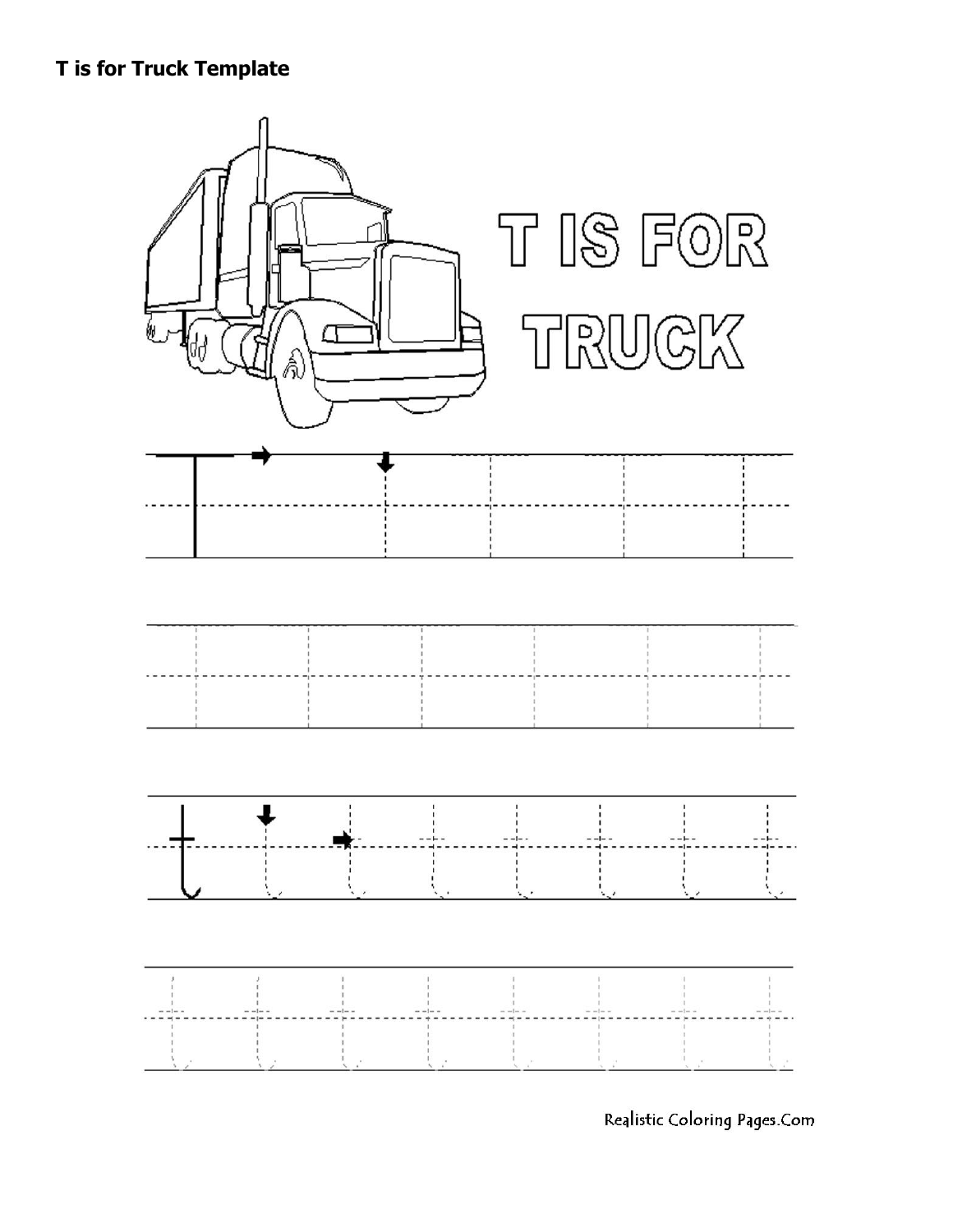**T is for Truck Template**

T IS FOR TRUCK

Realistic Coloring Pages.Com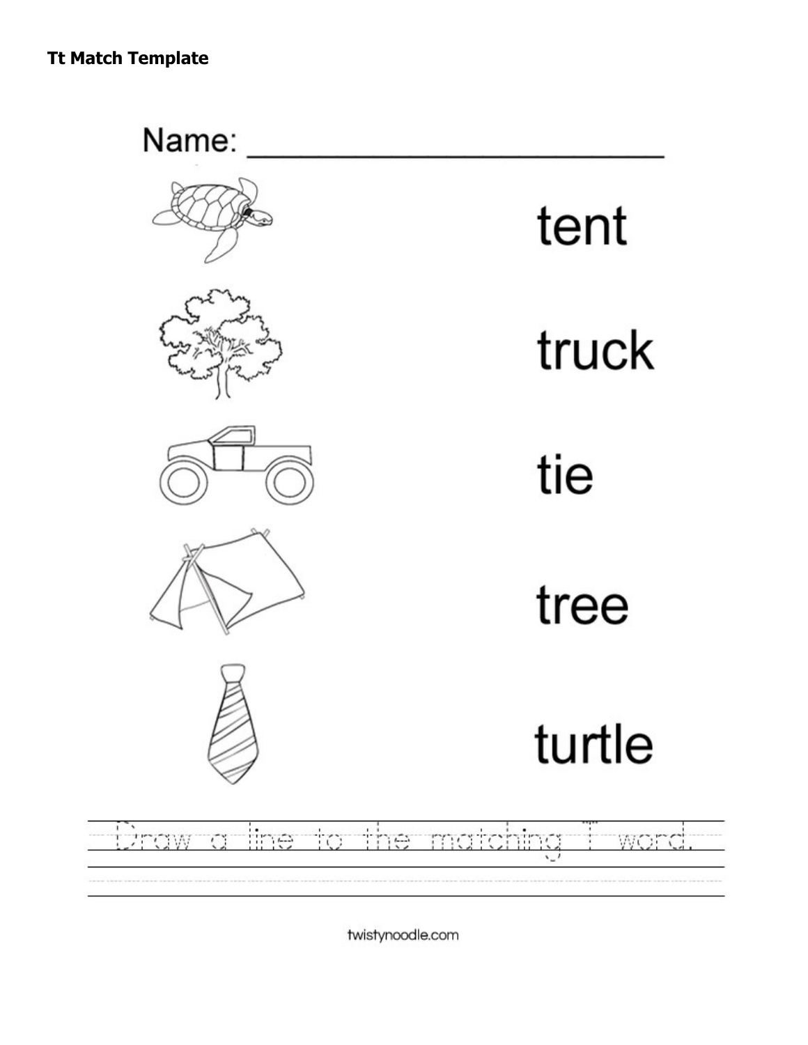**Tt Match Template**

Name: ______________________

tent

truck

tie

tree

turtle

Draw a line to the matching T word.

twistynoodle.com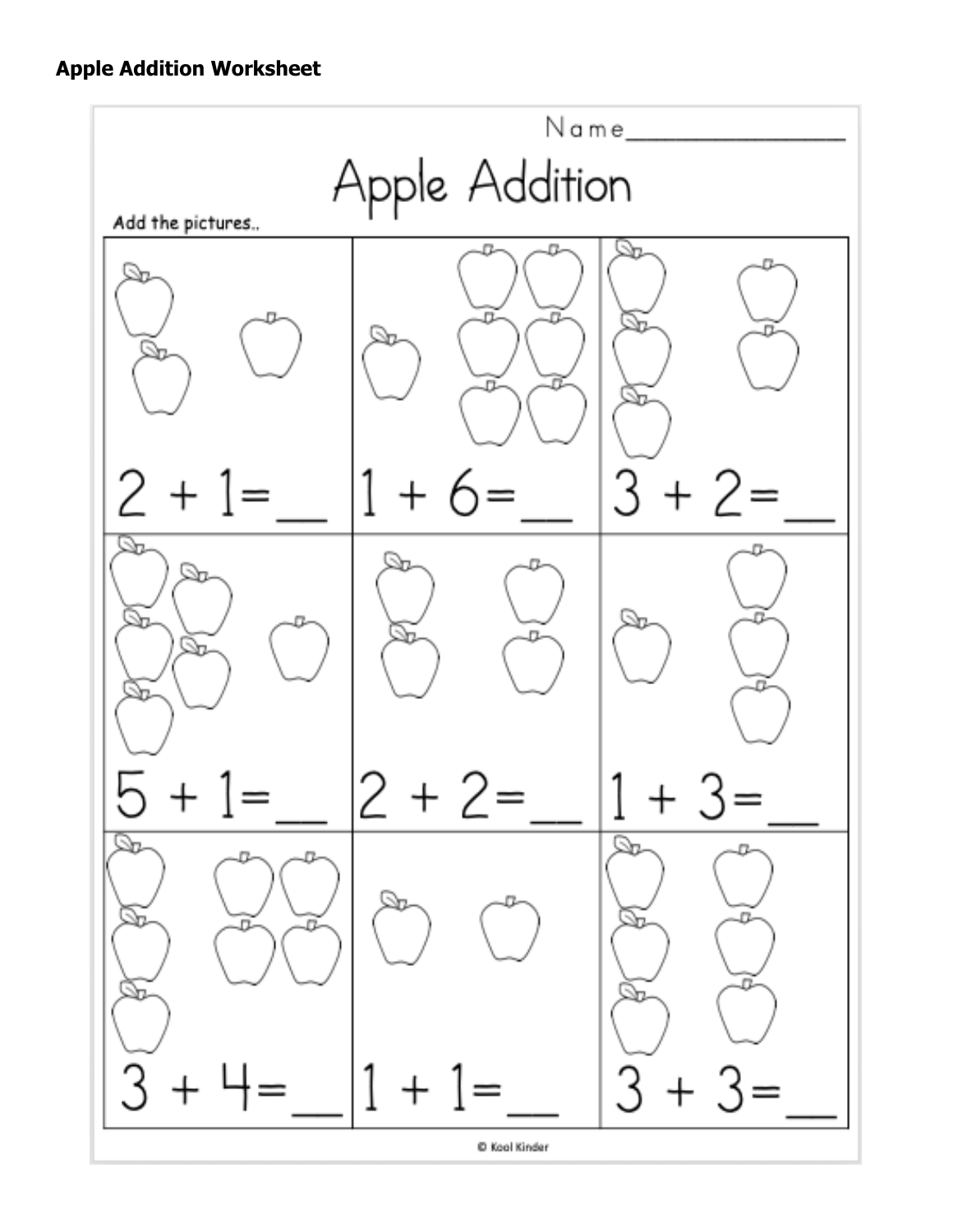**Apple Addition Worksheet**

Name_______________

# Apple Addition

Add the pictures..

| | | |
|---|---|---|
| $2 + 1 =$ __ | $1 + 6 =$ __ | $3 + 2 =$ __ |
| $5 + 1 =$ __ | $2 + 2 =$ __ | $1 + 3 =$ __ |
| $3 + 4 =$ __ | $1 + 1 =$ __ | $3 + 3 =$ __ |

© Kool Kinder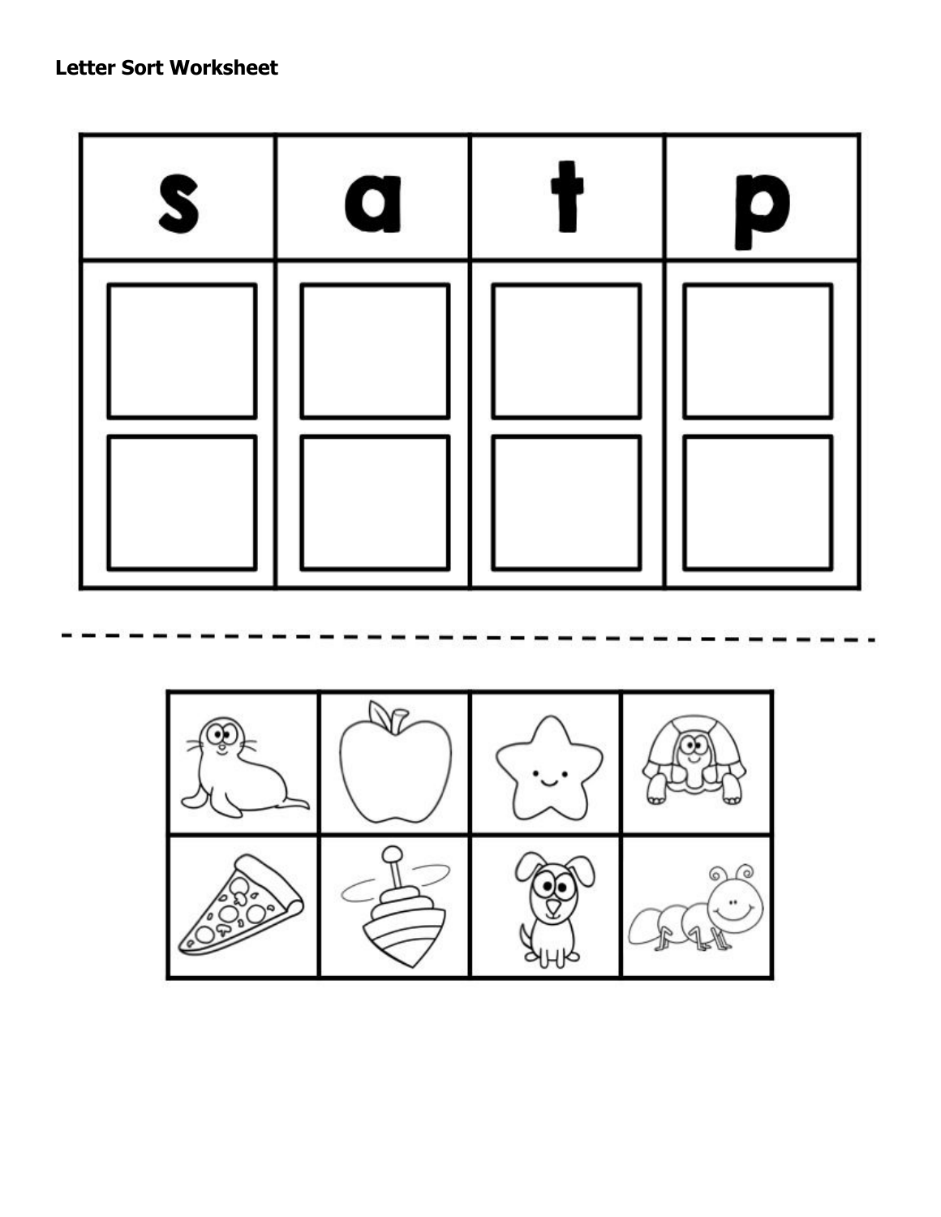**Letter Sort Worksheet**

| s | a | t | p |
|---|---|---|---|
| | | | |
| | | | |